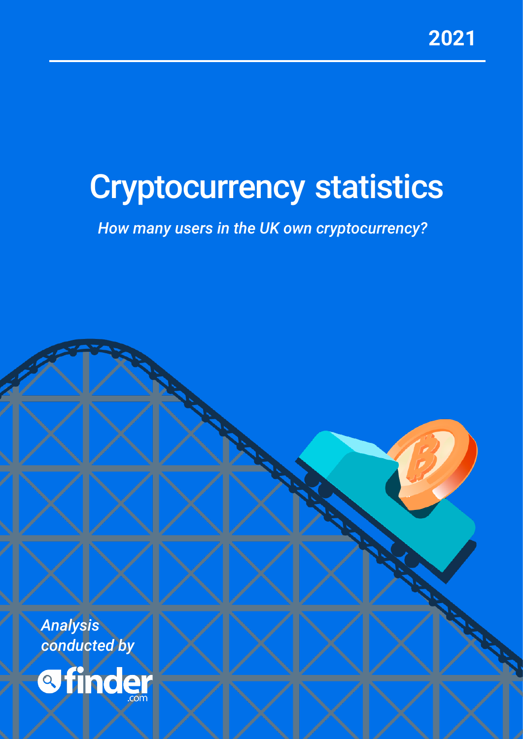2021

# Cryptocurrency statistics

*How many users in the UK own cryptocurrency?*

*Analysis conducted by*

finder.com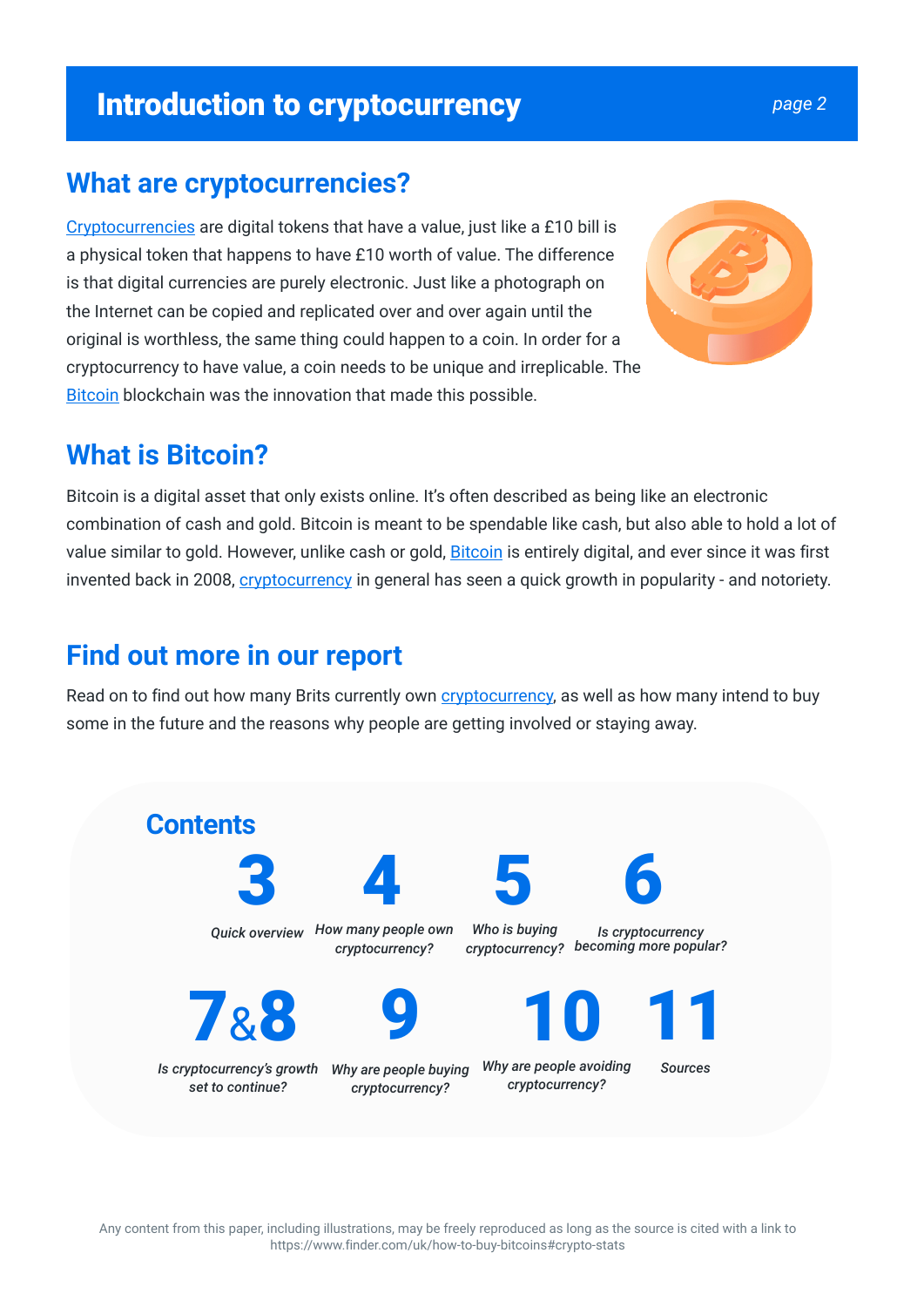# Introduction to cryptocurrency

## What are cryptocurrencies?

Cryptocurrencies are digital tokens that have a value, just like a £10 bill is a physical token that happens to have £10 worth of value. The difference is that digital currencies are purely electronic. Just like a photograph on the Internet can be copied and replicated over and over again until the original is worthless, the same thing could happen to a coin. In order for a cryptocurrency to have value, a coin needs to be unique and irreplicable. The Bitcoin blockchain was the innovation that made this possible.

## What is Bitcoin?

Bitcoin is a digital asset that only exists online. It's often described as being like an electronic combination of cash and gold. Bitcoin is meant to be spendable like cash, but also able to hold a lot of value similar to gold. However, unlike cash or gold, Bitcoin is entirely digital, and ever since it was first invented back in 2008, cryptocurrency in general has seen a quick growth in popularity - and notoriety.

## Find out more in our report

Read on to find out how many Brits currently own cryptocurrency, as well as how many intend to buy some in the future and the reasons why people are getting involved or staying away.

### Contents

- **3** *Quick overview*
- **4** *How many people own cryptocurrency?*
- **5** *Who is buying cryptocurrency?*
- **6** *Is cryptocurrency becoming more popular?*
- **7 & 8** *Is cryptocurrency's growth set to continue?*
- **9** *Why are people buying cryptocurrency?*
- **10** *Why are people avoiding cryptocurrency?*
- **11** *Sources*

Any content from this paper, including illustrations, may be freely reproduced as long as the source is cited with a link to https://www.finder.com/uk/how-to-buy-bitcoins#crypto-stats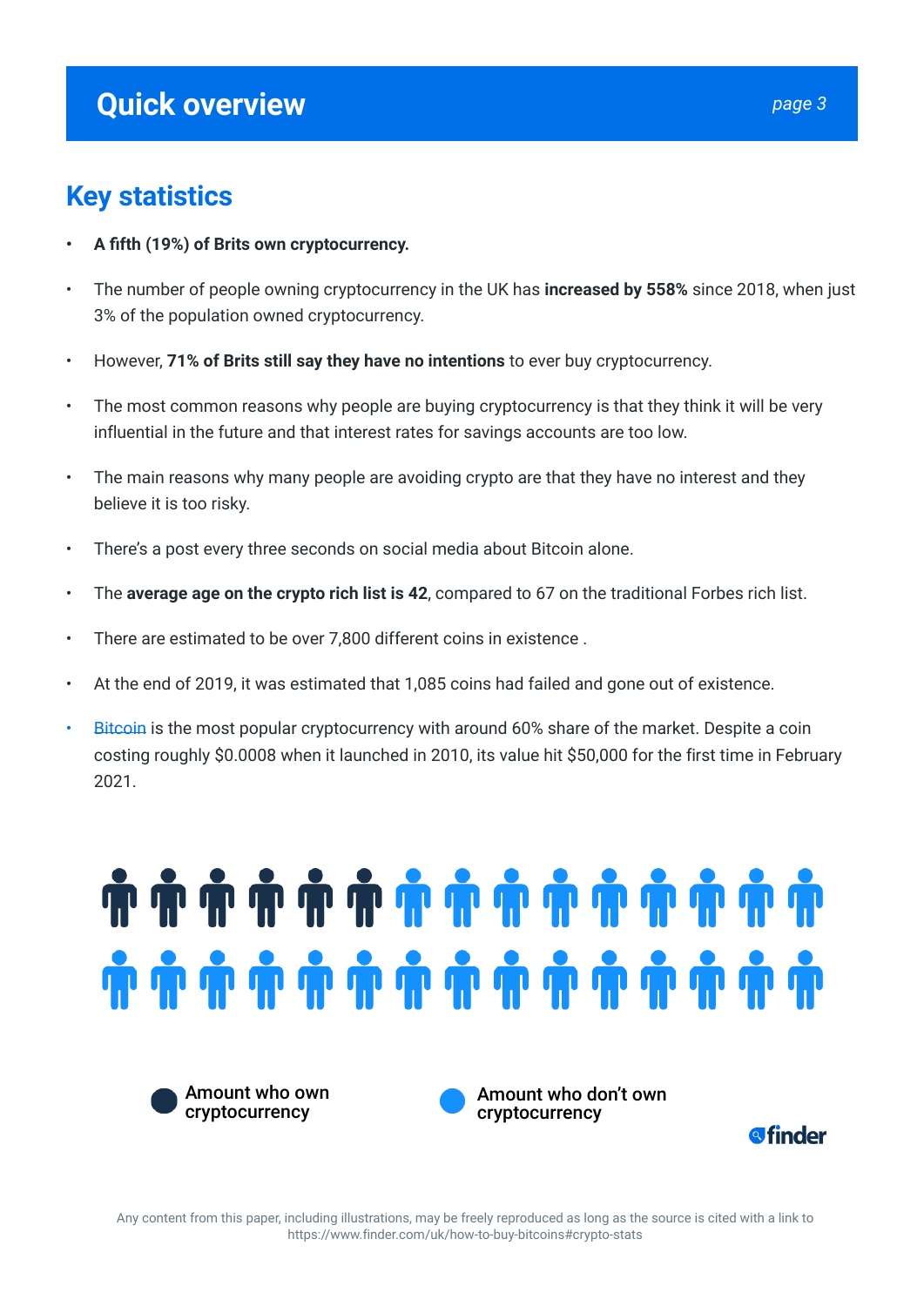# Quick overview

## Key statistics

- **A fifth (19%) of Brits own cryptocurrency.**
- The number of people owning cryptocurrency in the UK has **increased by 558%** since 2018, when just 3% of the population owned cryptocurrency.
- However, **71% of Brits still say they have no intentions** to ever buy cryptocurrency.
- The most common reasons why people are buying cryptocurrency is that they think it will be very influential in the future and that interest rates for savings accounts are too low.
- The main reasons why many people are avoiding crypto are that they have no interest and they believe it is too risky.
- There's a post every three seconds on social media about Bitcoin alone.
- The **average age on the crypto rich list is 42**, compared to 67 on the traditional Forbes rich list.
- There are estimated to be over 7,800 different coins in existence .
- At the end of 2019, it was estimated that 1,085 coins had failed and gone out of existence.
- Bitcoin is the most popular cryptocurrency with around 60% share of the market. Despite a coin costing roughly $0.0008 when it launched in 2010, its value hit $50,000 for the first time in February 2021.

Amount who own cryptocurrency

Amount who don't own cryptocurrency

Any content from this paper, including illustrations, may be freely reproduced as long as the source is cited with a link to https://www.finder.com/uk/how-to-buy-bitcoins#crypto-stats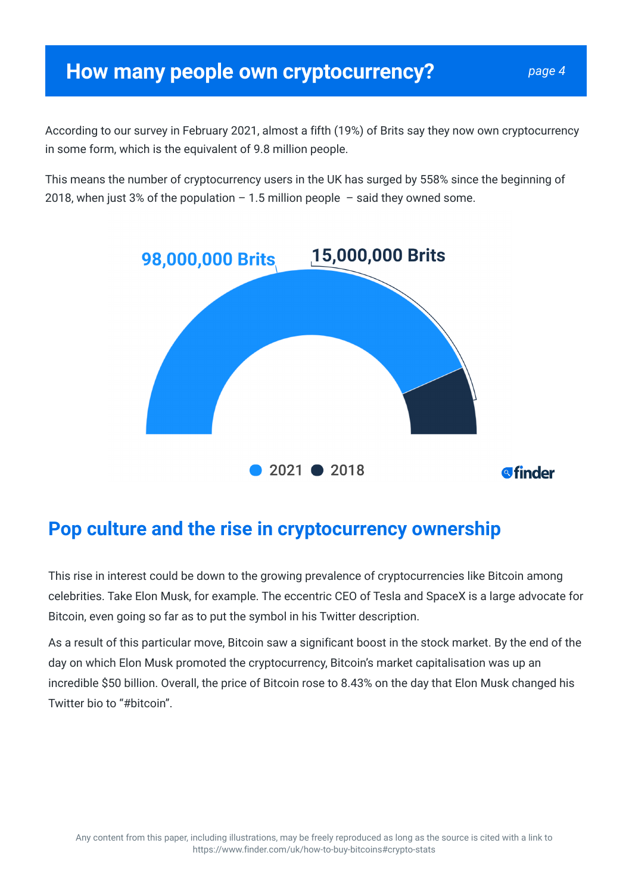# How many people own cryptocurrency?

According to our survey in February 2021, almost a fifth (19%) of Brits say they now own cryptocurrency in some form, which is the equivalent of 9.8 million people.

This means the number of cryptocurrency users in the UK has surged by 558% since the beginning of 2018, when just 3% of the population – 1.5 million people – said they owned some.

98,000,000 Brits

15,000,000 Brits

2021 2018

finder

## Pop culture and the rise in cryptocurrency ownership

This rise in interest could be down to the growing prevalence of cryptocurrencies like Bitcoin among celebrities. Take Elon Musk, for example. The eccentric CEO of Tesla and SpaceX is a large advocate for Bitcoin, even going so far as to put the symbol in his Twitter description.

As a result of this particular move, Bitcoin saw a significant boost in the stock market. By the end of the day on which Elon Musk promoted the cryptocurrency, Bitcoin's market capitalisation was up an incredible $50 billion. Overall, the price of Bitcoin rose to 8.43% on the day that Elon Musk changed his Twitter bio to "#bitcoin".

Any content from this paper, including illustrations, may be freely reproduced as long as the source is cited with a link to https://www.finder.com/uk/how-to-buy-bitcoins#crypto-stats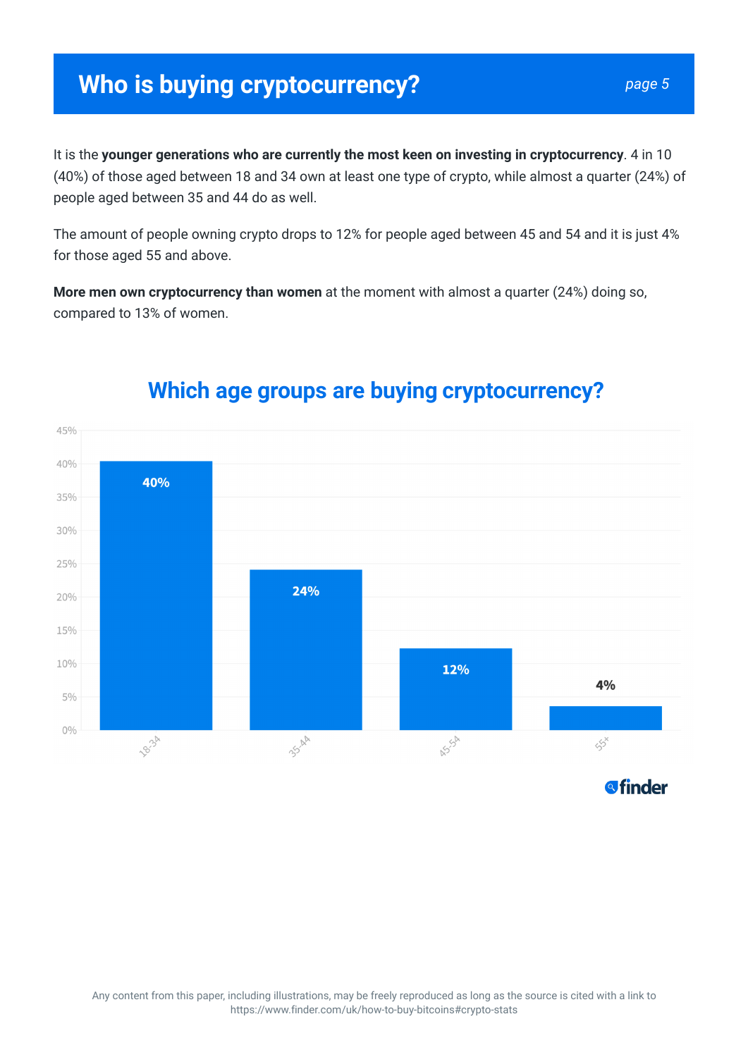# Who is buying cryptocurrency?

It is the **younger generations who are currently the most keen on investing in cryptocurrency**. 4 in 10 (40%) of those aged between 18 and 34 own at least one type of crypto, while almost a quarter (24%) of people aged between 35 and 44 do as well.

The amount of people owning crypto drops to 12% for people aged between 45 and 54 and it is just 4% for those aged 55 and above.

**More men own cryptocurrency than women** at the moment with almost a quarter (24%) doing so, compared to 13% of women.

## Which age groups are buying cryptocurrency?

| Age group | Share |
|---|---|
| 18-34 | 40% |
| 35-44 | 24% |
| 45-54 | 12% |
| 55+ | 4% |

finder

Any content from this paper, including illustrations, may be freely reproduced as long as the source is cited with a link to https://www.finder.com/uk/how-to-buy-bitcoins#crypto-stats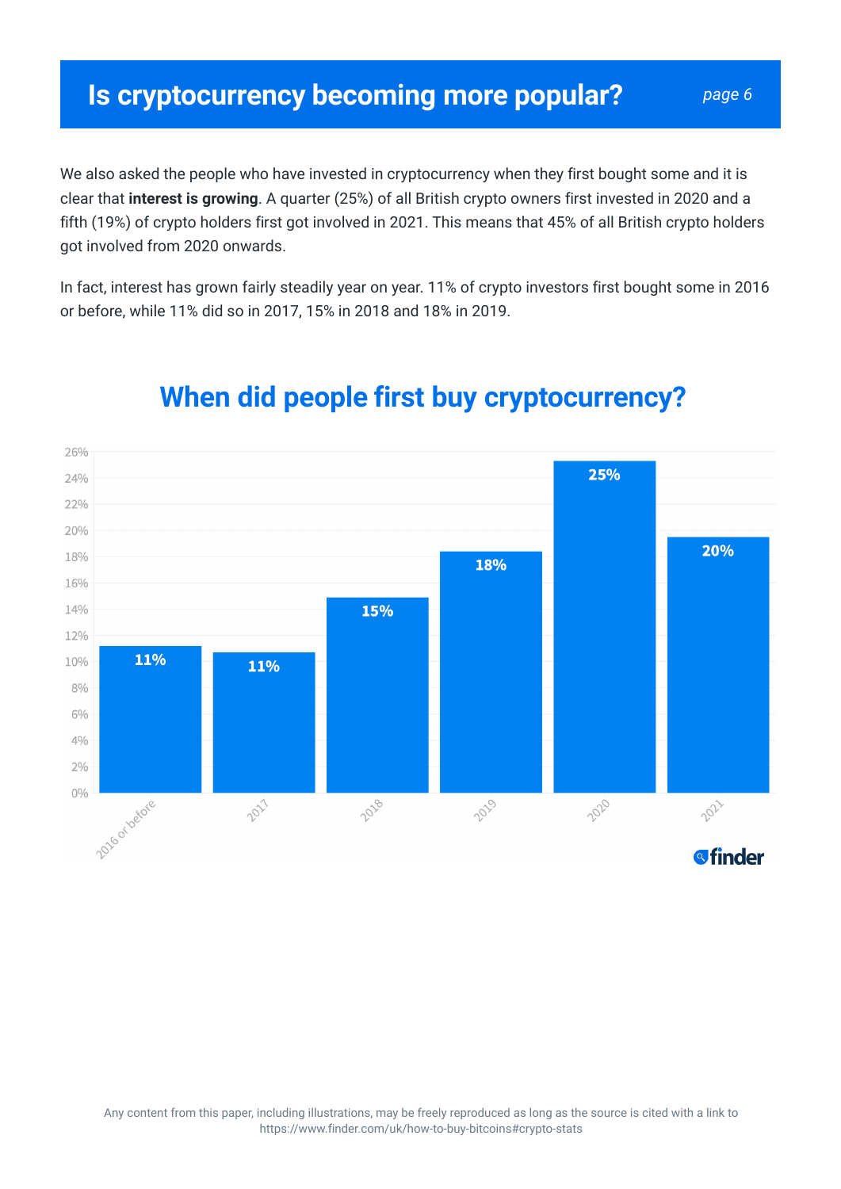# Is cryptocurrency becoming more popular?

We also asked the people who have invested in cryptocurrency when they first bought some and it is clear that **interest is growing**. A quarter (25%) of all British crypto owners first invested in 2020 and a fifth (19%) of crypto holders first got involved in 2021. This means that 45% of all British crypto holders got involved from 2020 onwards.

In fact, interest has grown fairly steadily year on year. 11% of crypto investors first bought some in 2016 or before, while 11% did so in 2017, 15% in 2018 and 18% in 2019.

## When did people first buy cryptocurrency?

| Year | Percentage |
|---|---|
| 2016 or before | 11% |
| 2017 | 11% |
| 2018 | 15% |
| 2019 | 18% |
| 2020 | 25% |
| 2021 | 20% |

finder

Any content from this paper, including illustrations, may be freely reproduced as long as the source is cited with a link to https://www.finder.com/uk/how-to-buy-bitcoins#crypto-stats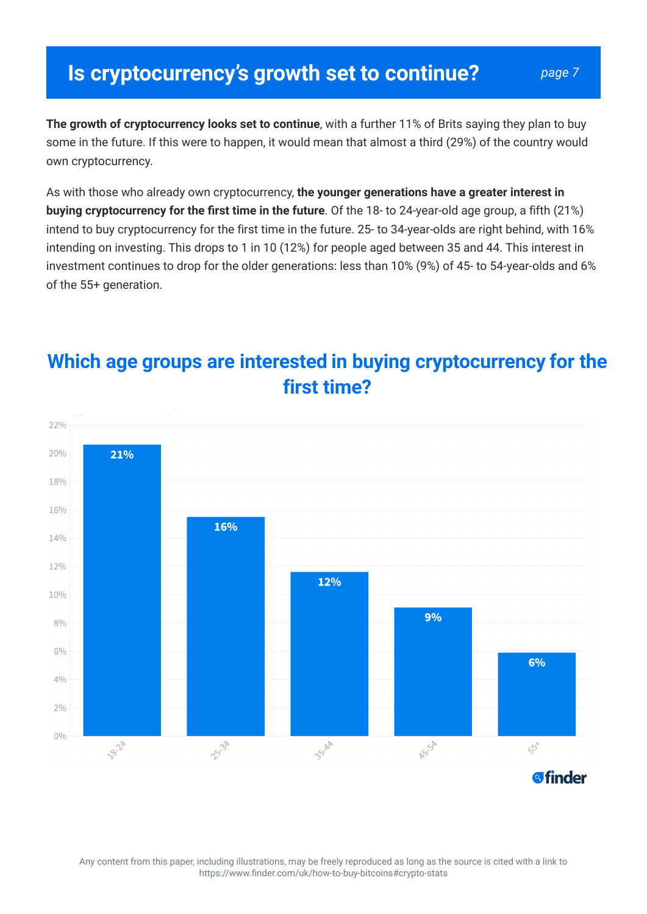# Is cryptocurrency's growth set to continue?

**The growth of cryptocurrency looks set to continue**, with a further 11% of Brits saying they plan to buy some in the future. If this were to happen, it would mean that almost a third (29%) of the country would own cryptocurrency.

As with those who already own cryptocurrency, **the younger generations have a greater interest in buying cryptocurrency for the first time in the future**. Of the 18- to 24-year-old age group, a fifth (21%) intend to buy cryptocurrency for the first time in the future. 25- to 34-year-olds are right behind, with 16% intending on investing. This drops to 1 in 10 (12%) for people aged between 35 and 44. This interest in investment continues to drop for the older generations: less than 10% (9%) of 45- to 54-year-olds and 6% of the 55+ generation.

## Which age groups are interested in buying cryptocurrency for the first time?

| Age group | Percentage |
| --- | --- |
| 18-24 | 21% |
| 25-34 | 16% |
| 35-44 | 12% |
| 45-54 | 9% |
| 55+ | 6% |

finder

Any content from this paper, including illustrations, may be freely reproduced as long as the source is cited with a link to https://www.finder.com/uk/how-to-buy-bitcoins#crypto-stats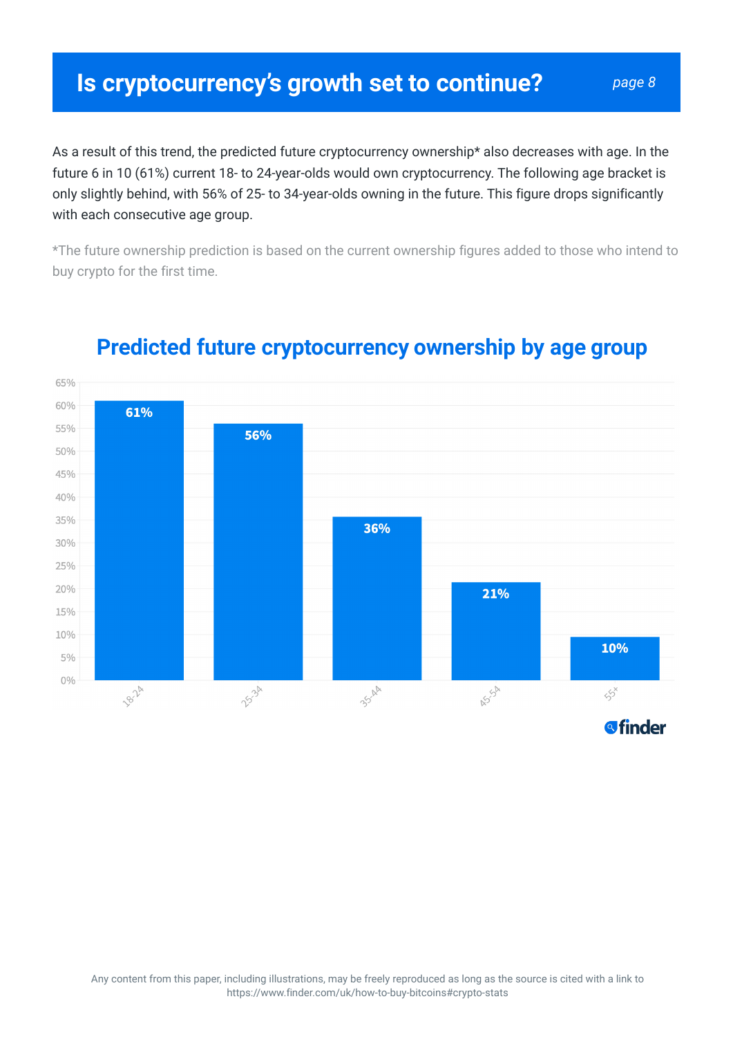# Is cryptocurrency's growth set to continue?

As a result of this trend, the predicted future cryptocurrency ownership* also decreases with age. In the future 6 in 10 (61%) current 18- to 24-year-olds would own cryptocurrency. The following age bracket is only slightly behind, with 56% of 25- to 34-year-olds owning in the future. This figure drops significantly with each consecutive age group.

*The future ownership prediction is based on the current ownership figures added to those who intend to buy crypto for the first time.

## Predicted future cryptocurrency ownership by age group

| Age group | Predicted future ownership |
|---|---|
| 18-24 | 61% |
| 25-34 | 56% |
| 35-44 | 36% |
| 45-54 | 21% |
| 55+ | 10% |

finder

Any content from this paper, including illustrations, may be freely reproduced as long as the source is cited with a link to https://www.finder.com/uk/how-to-buy-bitcoins#crypto-stats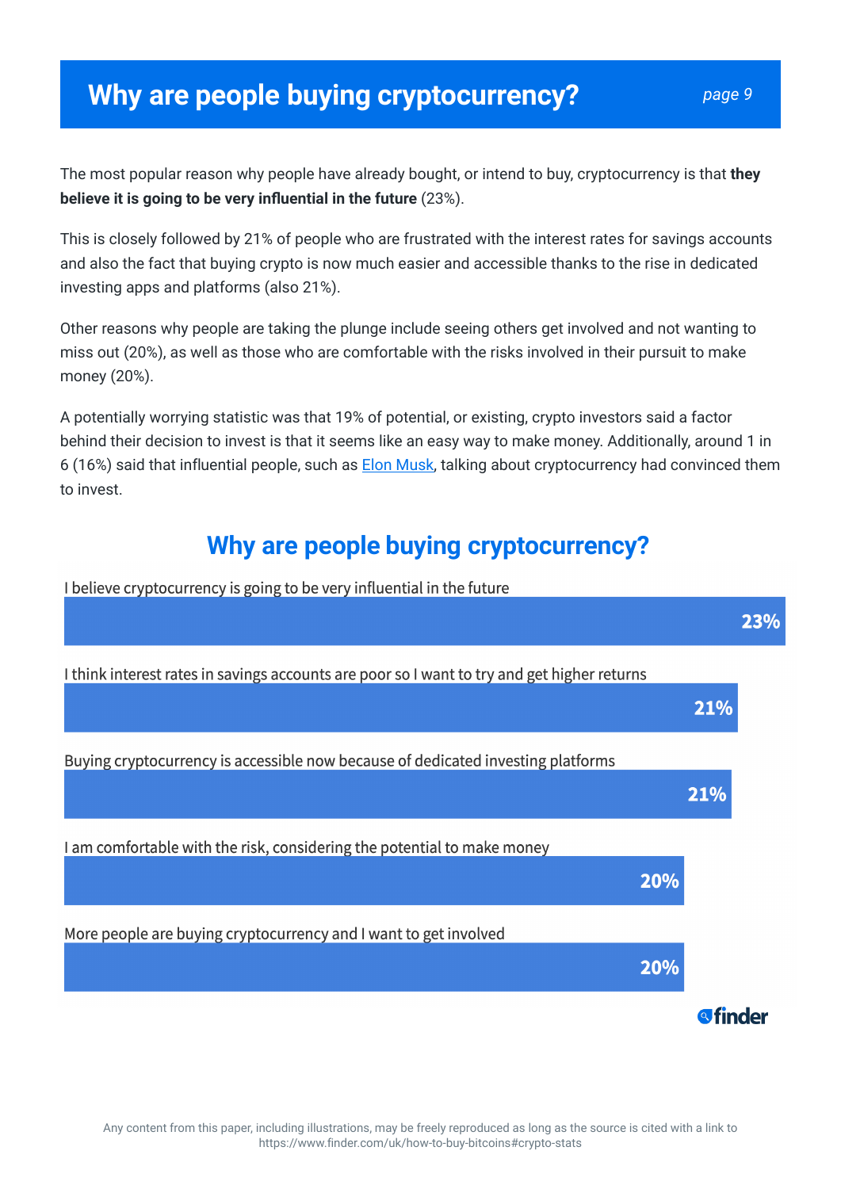# Why are people buying cryptocurrency?

The most popular reason why people have already bought, or intend to buy, cryptocurrency is that **they believe it is going to be very influential in the future** (23%).

This is closely followed by 21% of people who are frustrated with the interest rates for savings accounts and also the fact that buying crypto is now much easier and accessible thanks to the rise in dedicated investing apps and platforms (also 21%).

Other reasons why people are taking the plunge include seeing others get involved and not wanting to miss out (20%), as well as those who are comfortable with the risks involved in their pursuit to make money (20%).

A potentially worrying statistic was that 19% of potential, or existing, crypto investors said a factor behind their decision to invest is that it seems like an easy way to make money. Additionally, around 1 in 6 (16%) said that influential people, such as Elon Musk, talking about cryptocurrency had convinced them to invest.

## Why are people buying cryptocurrency?

| Reason | % |
| --- | --- |
| I believe cryptocurrency is going to be very influential in the future | 23% |
| I think interest rates in savings accounts are poor so I want to try and get higher returns | 21% |
| Buying cryptocurrency is accessible now because of dedicated investing platforms | 21% |
| I am comfortable with the risk, considering the potential to make money | 20% |
| More people are buying cryptocurrency and I want to get involved | 20% |

finder

Any content from this paper, including illustrations, may be freely reproduced as long as the source is cited with a link to https://www.finder.com/uk/how-to-buy-bitcoins#crypto-stats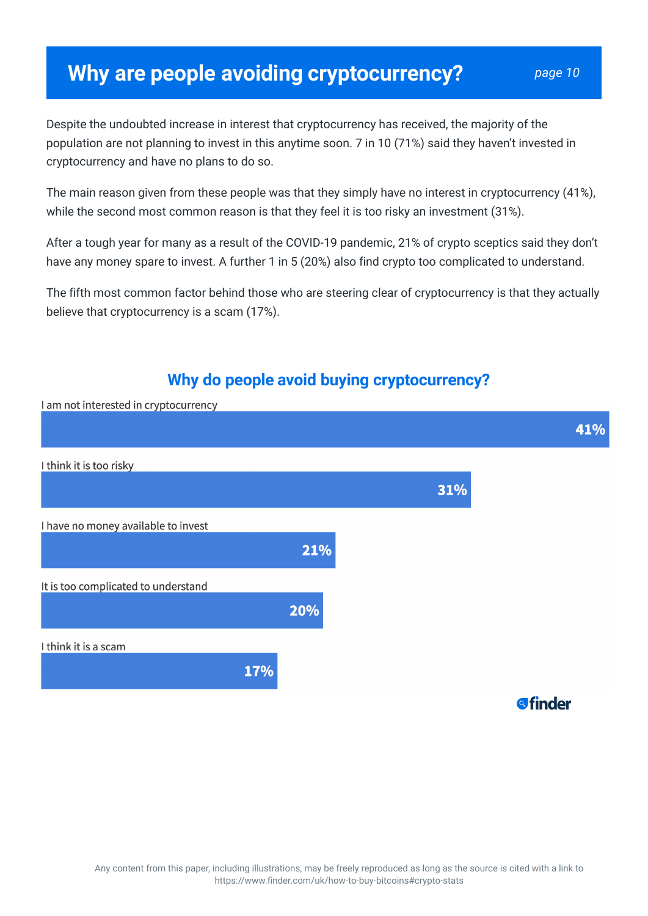# Why are people avoiding cryptocurrency?

Despite the undoubted increase in interest that cryptocurrency has received, the majority of the population are not planning to invest in this anytime soon. 7 in 10 (71%) said they haven't invested in cryptocurrency and have no plans to do so.

The main reason given from these people was that they simply have no interest in cryptocurrency (41%), while the second most common reason is that they feel it is too risky an investment (31%).

After a tough year for many as a result of the COVID-19 pandemic, 21% of crypto sceptics said they don't have any money spare to invest. A further 1 in 5 (20%) also find crypto too complicated to understand.

The fifth most common factor behind those who are steering clear of cryptocurrency is that they actually believe that cryptocurrency is a scam (17%).

## Why do people avoid buying cryptocurrency?

| Reason | Percentage |
| --- | --- |
| I am not interested in cryptocurrency | 41% |
| I think it is too risky | 31% |
| I have no money available to invest | 21% |
| It is too complicated to understand | 20% |
| I think it is a scam | 17% |

finder

Any content from this paper, including illustrations, may be freely reproduced as long as the source is cited with a link to https://www.finder.com/uk/how-to-buy-bitcoins#crypto-stats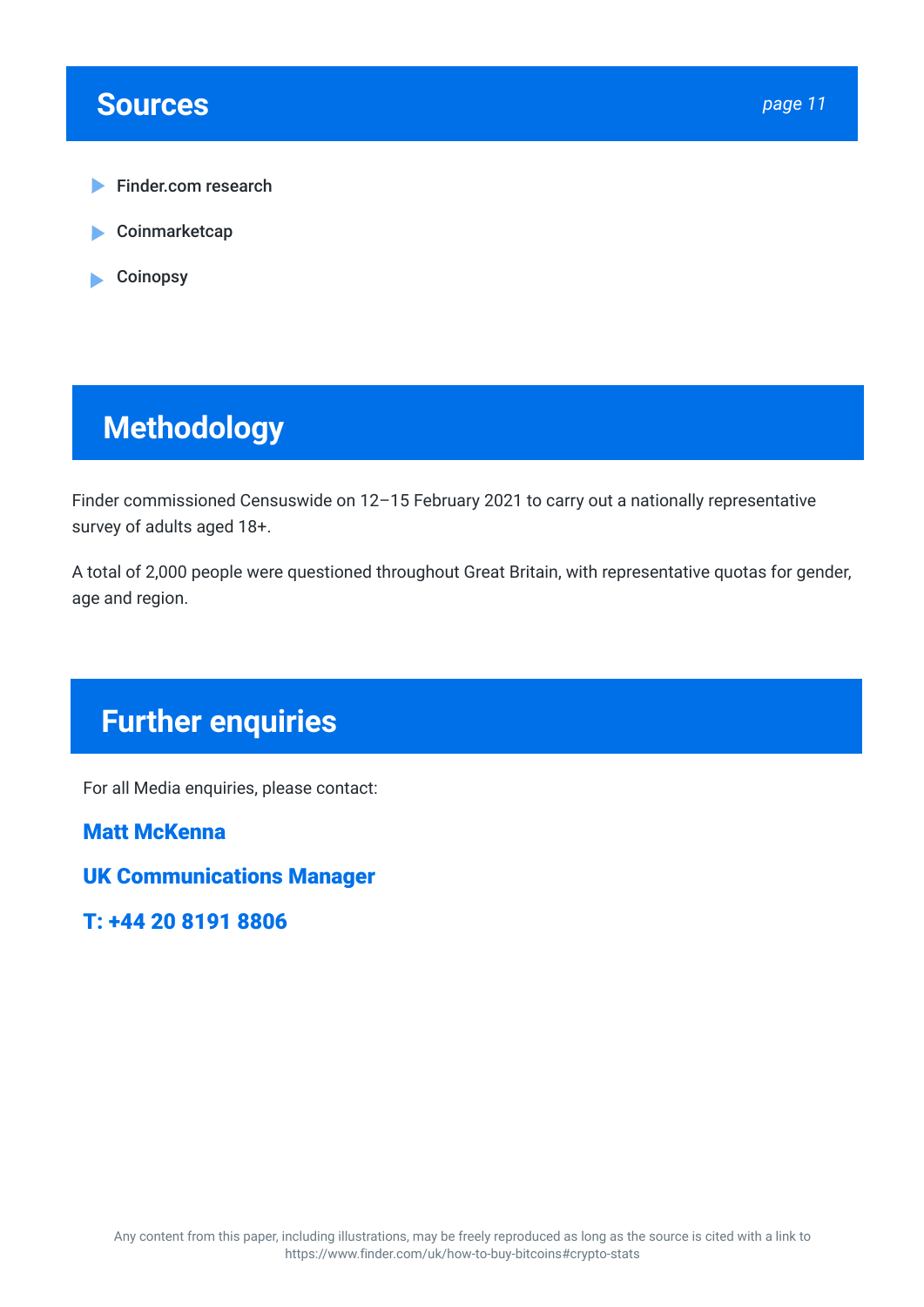## Sources

- Finder.com research
- Coinmarketcap
- Coinopsy

## Methodology

Finder commissioned Censuswide on 12–15 February 2021 to carry out a nationally representative survey of adults aged 18+.

A total of 2,000 people were questioned throughout Great Britain, with representative quotas for gender, age and region.

## Further enquiries

For all Media enquiries, please contact:

**Matt McKenna**

**UK Communications Manager**

**T: +44 20 8191 8806**

Any content from this paper, including illustrations, may be freely reproduced as long as the source is cited with a link to https://www.finder.com/uk/how-to-buy-bitcoins#crypto-stats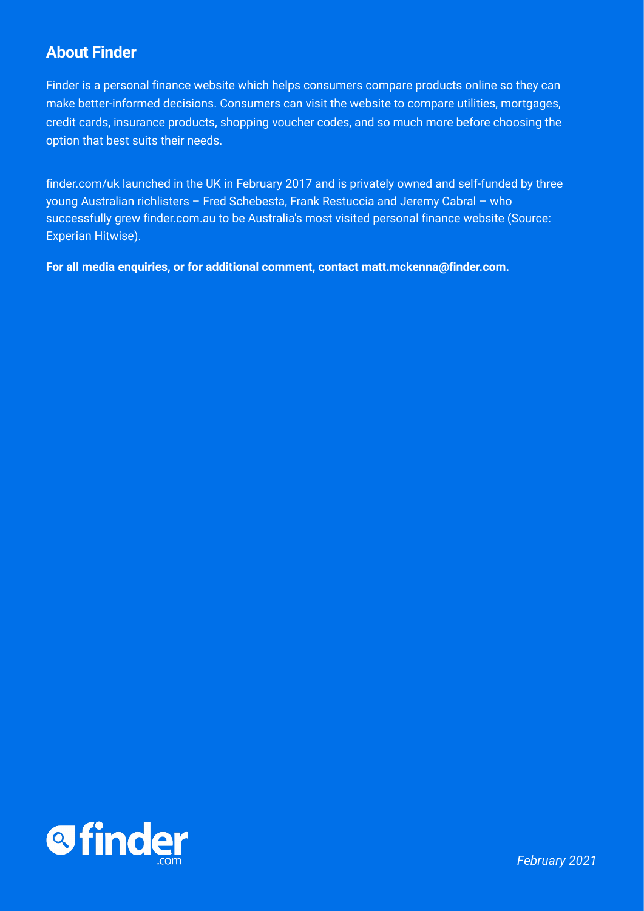## About Finder

Finder is a personal finance website which helps consumers compare products online so they can make better-informed decisions. Consumers can visit the website to compare utilities, mortgages, credit cards, insurance products, shopping voucher codes, and so much more before choosing the option that best suits their needs.

finder.com/uk launched in the UK in February 2017 and is privately owned and self-funded by three young Australian richlisters – Fred Schebesta, Frank Restuccia and Jeremy Cabral – who successfully grew finder.com.au to be Australia's most visited personal finance website (Source: Experian Hitwise).

**For all media enquiries, or for additional comment, contact matt.mckenna@finder.com.**

*February 2021*